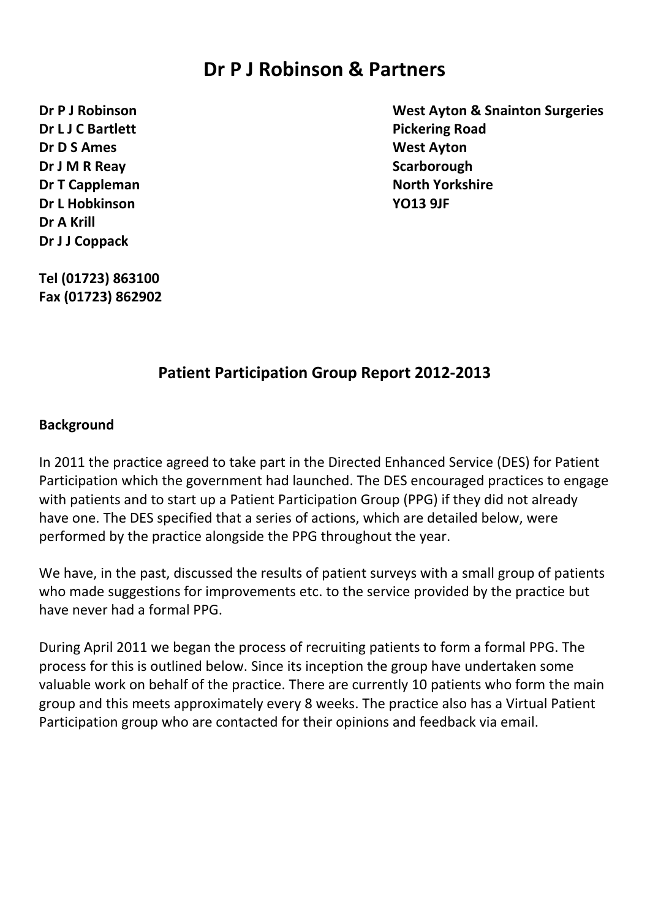# Dr P J Robinson & Partners

**Dr P J Robinson**
**Dr L J C Bartlett**
**Dr D S Ames**
**Dr J M R Reay**
**Dr T Cappleman**
**Dr L Hobkinson**
**Dr A Krill**
**Dr J J Coppack**

**West Ayton & Snainton Surgeries**
**Pickering Road**
**West Ayton**
**Scarborough**
**North Yorkshire**
**YO13 9JF**

**Tel (01723) 863100**
**Fax (01723) 862902**

## Patient Participation Group Report 2012-2013

**Background**

In 2011 the practice agreed to take part in the Directed Enhanced Service (DES) for Patient Participation which the government had launched. The DES encouraged practices to engage with patients and to start up a Patient Participation Group (PPG) if they did not already have one. The DES specified that a series of actions, which are detailed below, were performed by the practice alongside the PPG throughout the year.

We have, in the past, discussed the results of patient surveys with a small group of patients who made suggestions for improvements etc. to the service provided by the practice but have never had a formal PPG.

During April 2011 we began the process of recruiting patients to form a formal PPG. The process for this is outlined below. Since its inception the group have undertaken some valuable work on behalf of the practice. There are currently 10 patients who form the main group and this meets approximately every 8 weeks. The practice also has a Virtual Patient Participation group who are contacted for their opinions and feedback via email.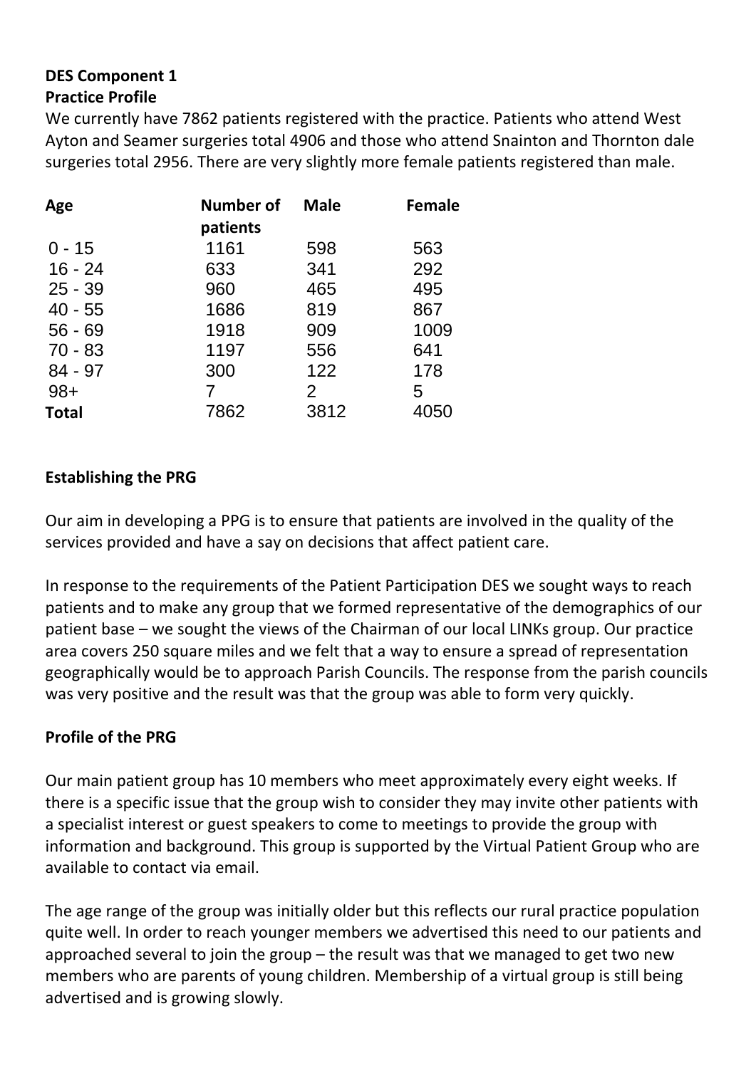**DES Component 1**

**Practice Profile**

We currently have 7862 patients registered with the practice. Patients who attend West Ayton and Seamer surgeries total 4906 and those who attend Snainton and Thornton dale surgeries total 2956. There are very slightly more female patients registered than male.

| Age | Number of patients | Male | Female |
|---|---|---|---|
| 0 - 15 | 1161 | 598 | 563 |
| 16 - 24 | 633 | 341 | 292 |
| 25 - 39 | 960 | 465 | 495 |
| 40 - 55 | 1686 | 819 | 867 |
| 56 - 69 | 1918 | 909 | 1009 |
| 70 - 83 | 1197 | 556 | 641 |
| 84 - 97 | 300 | 122 | 178 |
| 98+ | 7 | 2 | 5 |
| **Total** | 7862 | 3812 | 4050 |

**Establishing the PRG**

Our aim in developing a PPG is to ensure that patients are involved in the quality of the services provided and have a say on decisions that affect patient care.

In response to the requirements of the Patient Participation DES we sought ways to reach patients and to make any group that we formed representative of the demographics of our patient base – we sought the views of the Chairman of our local LINKs group. Our practice area covers 250 square miles and we felt that a way to ensure a spread of representation geographically would be to approach Parish Councils. The response from the parish councils was very positive and the result was that the group was able to form very quickly.

**Profile of the PRG**

Our main patient group has 10 members who meet approximately every eight weeks. If there is a specific issue that the group wish to consider they may invite other patients with a specialist interest or guest speakers to come to meetings to provide the group with information and background. This group is supported by the Virtual Patient Group who are available to contact via email.

The age range of the group was initially older but this reflects our rural practice population quite well. In order to reach younger members we advertised this need to our patients and approached several to join the group – the result was that we managed to get two new members who are parents of young children. Membership of a virtual group is still being advertised and is growing slowly.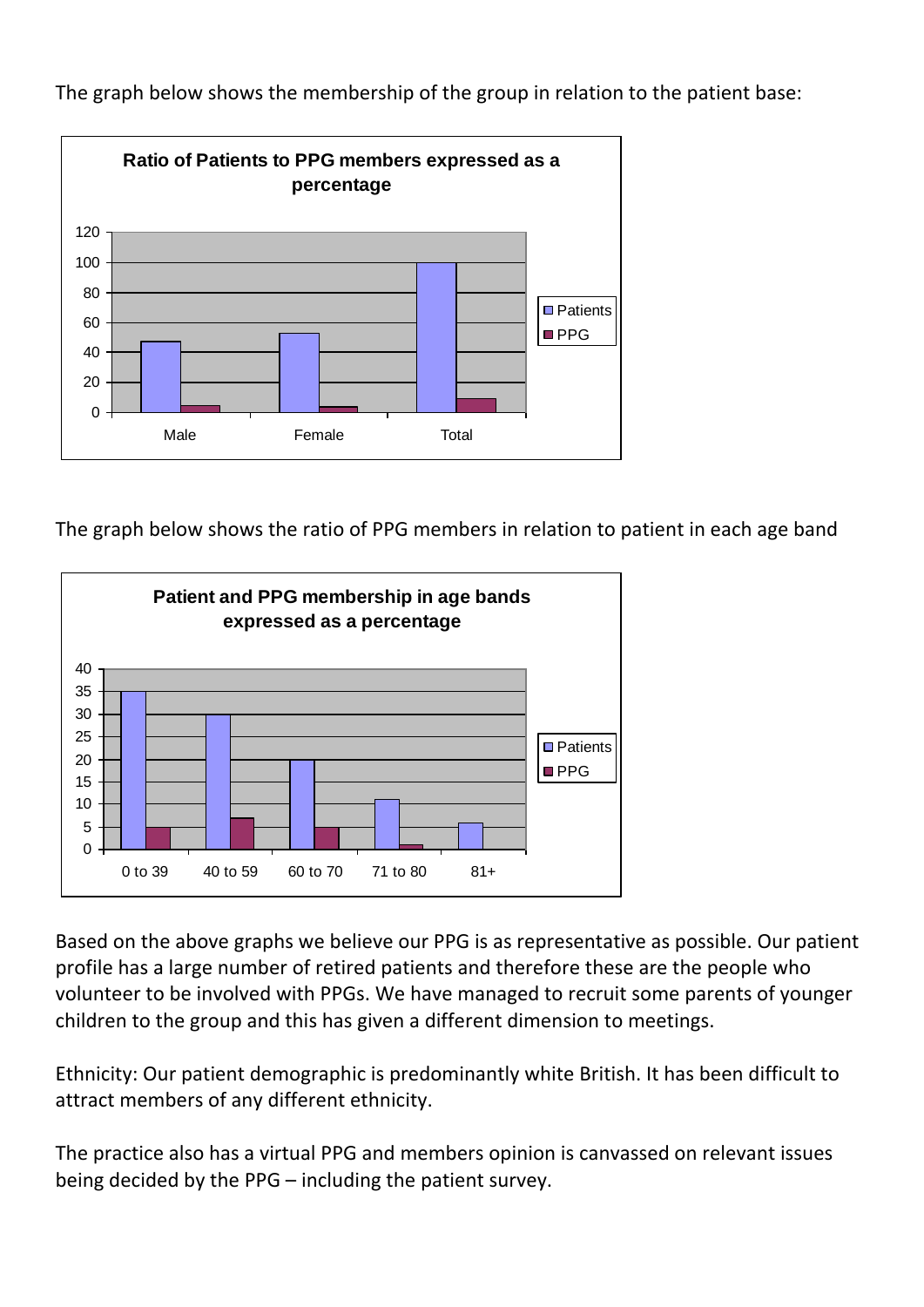The graph below shows the membership of the group in relation to the patient base:

**Ratio of Patients to PPG members expressed as a percentage**

| | Patients | PPG |
|---|---|---|
| Male | 47 | 4 |
| Female | 53 | 4 |
| Total | 100 | 9 |

The graph below shows the ratio of PPG members in relation to patient in each age band

**Patient and PPG membership in age bands expressed as a percentage**

| | Patients | PPG |
|---|---|---|
| 0 to 39 | 35 | 5 |
| 40 to 59 | 30 | 7 |
| 60 to 70 | 20 | 5 |
| 71 to 80 | 11 | 1 |
| 81+ | 6 | 0 |

Based on the above graphs we believe our PPG is as representative as possible. Our patient profile has a large number of retired patients and therefore these are the people who volunteer to be involved with PPGs. We have managed to recruit some parents of younger children to the group and this has given a different dimension to meetings.

Ethnicity: Our patient demographic is predominantly white British. It has been difficult to attract members of any different ethnicity.

The practice also has a virtual PPG and members opinion is canvassed on relevant issues being decided by the PPG – including the patient survey.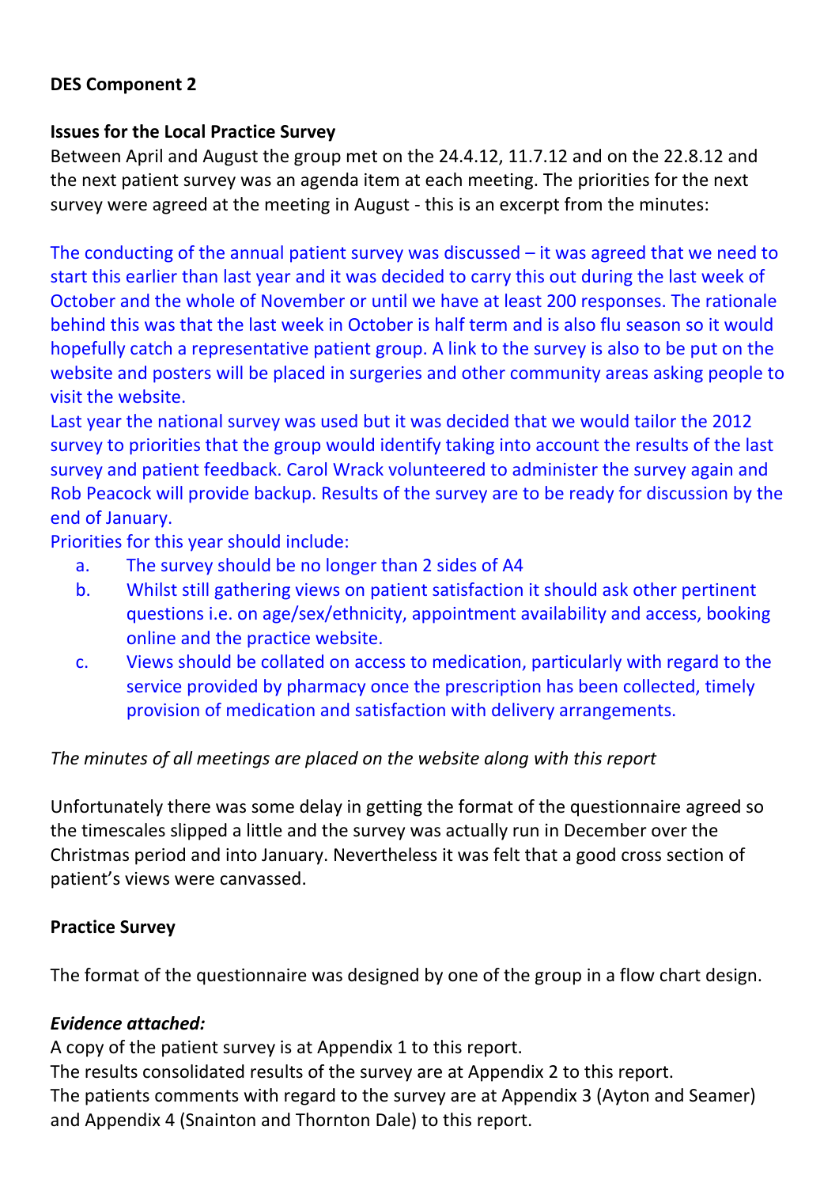**DES Component 2**

**Issues for the Local Practice Survey**

Between April and August the group met on the 24.4.12, 11.7.12 and on the 22.8.12 and the next patient survey was an agenda item at each meeting. The priorities for the next survey were agreed at the meeting in August - this is an excerpt from the minutes:

The conducting of the annual patient survey was discussed – it was agreed that we need to start this earlier than last year and it was decided to carry this out during the last week of October and the whole of November or until we have at least 200 responses. The rationale behind this was that the last week in October is half term and is also flu season so it would hopefully catch a representative patient group. A link to the survey is also to be put on the website and posters will be placed in surgeries and other community areas asking people to visit the website.

Last year the national survey was used but it was decided that we would tailor the 2012 survey to priorities that the group would identify taking into account the results of the last survey and patient feedback. Carol Wrack volunteered to administer the survey again and Rob Peacock will provide backup. Results of the survey are to be ready for discussion by the end of January.

Priorities for this year should include:

a. The survey should be no longer than 2 sides of A4
b. Whilst still gathering views on patient satisfaction it should ask other pertinent questions i.e. on age/sex/ethnicity, appointment availability and access, booking online and the practice website.
c. Views should be collated on access to medication, particularly with regard to the service provided by pharmacy once the prescription has been collected, timely provision of medication and satisfaction with delivery arrangements.

*The minutes of all meetings are placed on the website along with this report*

Unfortunately there was some delay in getting the format of the questionnaire agreed so the timescales slipped a little and the survey was actually run in December over the Christmas period and into January. Nevertheless it was felt that a good cross section of patient's views were canvassed.

**Practice Survey**

The format of the questionnaire was designed by one of the group in a flow chart design.

***Evidence attached:***

A copy of the patient survey is at Appendix 1 to this report.
The results consolidated results of the survey are at Appendix 2 to this report.
The patients comments with regard to the survey are at Appendix 3 (Ayton and Seamer) and Appendix 4 (Snainton and Thornton Dale) to this report.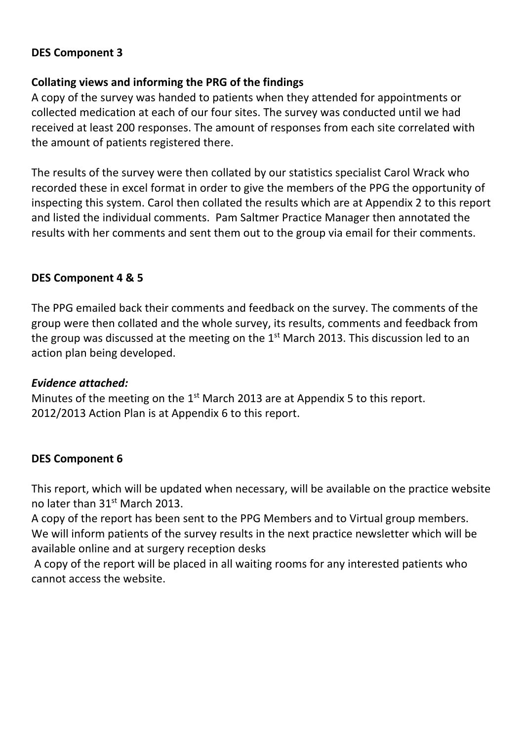**DES Component 3**

**Collating views and informing the PRG of the findings**

A copy of the survey was handed to patients when they attended for appointments or collected medication at each of our four sites. The survey was conducted until we had received at least 200 responses. The amount of responses from each site correlated with the amount of patients registered there.

The results of the survey were then collated by our statistics specialist Carol Wrack who recorded these in excel format in order to give the members of the PPG the opportunity of inspecting this system. Carol then collated the results which are at Appendix 2 to this report and listed the individual comments. Pam Saltmer Practice Manager then annotated the results with her comments and sent them out to the group via email for their comments.

**DES Component 4 & 5**

The PPG emailed back their comments and feedback on the survey. The comments of the group were then collated and the whole survey, its results, comments and feedback from the group was discussed at the meeting on the 1st March 2013. This discussion led to an action plan being developed.

***Evidence attached:***

Minutes of the meeting on the 1st March 2013 are at Appendix 5 to this report.
2012/2013 Action Plan is at Appendix 6 to this report.

**DES Component 6**

This report, which will be updated when necessary, will be available on the practice website no later than 31st March 2013.
A copy of the report has been sent to the PPG Members and to Virtual group members.
We will inform patients of the survey results in the next practice newsletter which will be available online and at surgery reception desks
A copy of the report will be placed in all waiting rooms for any interested patients who cannot access the website.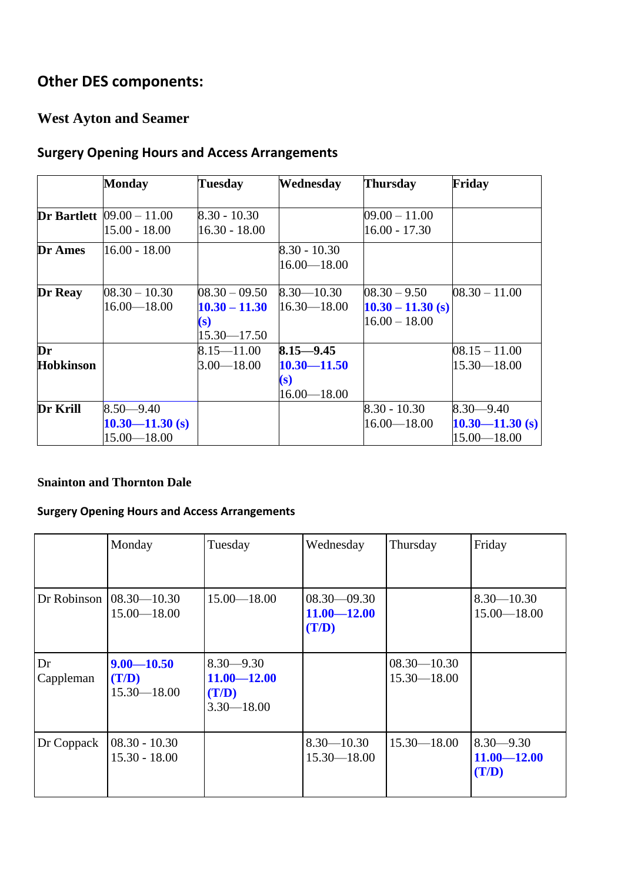## Other DES components:

### West Ayton and Seamer

### Surgery Opening Hours and Access Arrangements

| | **Monday** | **Tuesday** | **Wednesday** | **Thursday** | **Friday** |
|---|---|---|---|---|---|
| **Dr Bartlett** | 09.00 – 11.00<br>15.00 - 18.00 | 8.30 - 10.30<br>16.30 - 18.00 | | 09.00 – 11.00<br>16.00 - 17.30 | |
| **Dr Ames** | 16.00 - 18.00 | | 8.30 - 10.30<br>16.00—18.00 | | |
| **Dr Reay** | 08.30 – 10.30<br>16.00—18.00 | 08.30 – 09.50<br>**10.30 – 11.30 (s)**<br>15.30—17.50 | 8.30—10.30<br>16.30—18.00 | 08.30 – 9.50<br>**10.30 – 11.30 (s)**<br>16.00 – 18.00 | 08.30 – 11.00 |
| **Dr Hobkinson** | | 8.15—11.00<br>3.00—18.00 | **8.15—9.45**<br>**10.30—11.50 (s)**<br>16.00—18.00 | | 08.15 – 11.00<br>15.30—18.00 |
| **Dr Krill** | 8.50—9.40<br>**10.30—11.30 (s)**<br>15.00—18.00 | | | 8.30 - 10.30<br>16.00—18.00 | 8.30—9.40<br>**10.30—11.30 (s)**<br>15.00—18.00 |

**Snainton and Thornton Dale**

**Surgery Opening Hours and Access Arrangements**

| | Monday | Tuesday | Wednesday | Thursday | Friday |
|---|---|---|---|---|---|
| Dr Robinson | 08.30—10.30<br>15.00—18.00 | 15.00—18.00 | 08.30—09.30<br>**11.00—12.00 (T/D)** | | 8.30—10.30<br>15.00—18.00 |
| Dr Cappleman | **9.00—10.50 (T/D)**<br>15.30—18.00 | 8.30—9.30<br>**11.00—12.00 (T/D)**<br>3.30—18.00 | | 08.30—10.30<br>15.30—18.00 | |
| Dr Coppack | 08.30 - 10.30<br>15.30 - 18.00 | | 8.30—10.30<br>15.30—18.00 | 15.30—18.00 | 8.30—9.30<br>**11.00—12.00 (T/D)** |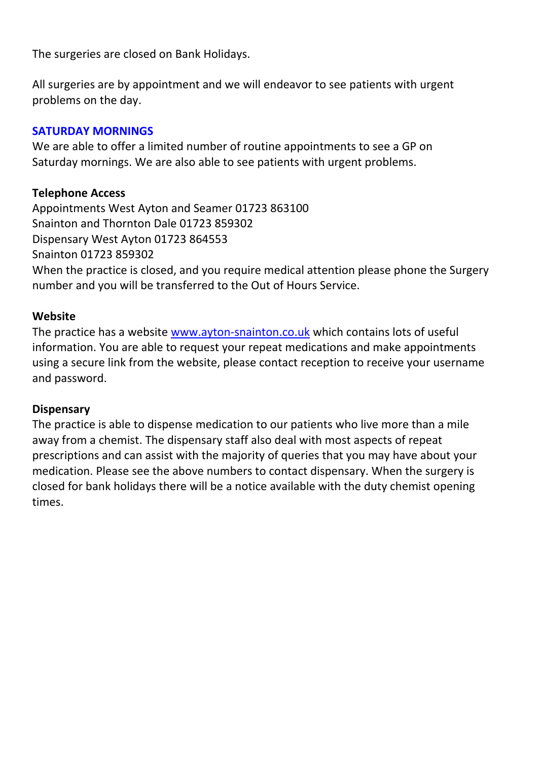The surgeries are closed on Bank Holidays.

All surgeries are by appointment and we will endeavor to see patients with urgent problems on the day.

## SATURDAY MORNINGS

We are able to offer a limited number of routine appointments to see a GP on Saturday mornings. We are also able to see patients with urgent problems.

**Telephone Access**

Appointments West Ayton and Seamer 01723 863100
Snainton and Thornton Dale 01723 859302
Dispensary West Ayton 01723 864553
Snainton 01723 859302
When the practice is closed, and you require medical attention please phone the Surgery number and you will be transferred to the Out of Hours Service.

**Website**

The practice has a website [www.ayton-snainton.co.uk](http://www.ayton-snainton.co.uk) which contains lots of useful information. You are able to request your repeat medications and make appointments using a secure link from the website, please contact reception to receive your username and password.

**Dispensary**

The practice is able to dispense medication to our patients who live more than a mile away from a chemist. The dispensary staff also deal with most aspects of repeat prescriptions and can assist with the majority of queries that you may have about your medication. Please see the above numbers to contact dispensary. When the surgery is closed for bank holidays there will be a notice available with the duty chemist opening times.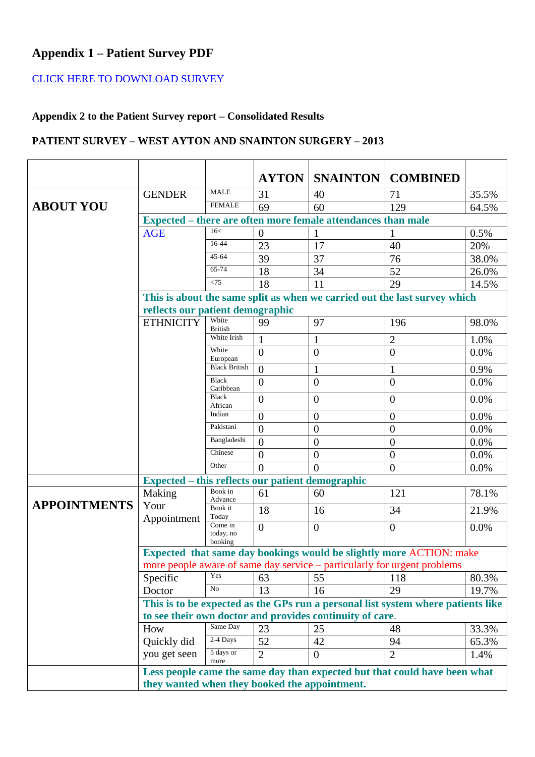## Appendix 1 – Patient Survey PDF

CLICK HERE TO DOWNLOAD SURVEY

### Appendix 2 to the Patient Survey report – Consolidated Results

### PATIENT SURVEY – WEST AYTON AND SNAINTON SURGERY – 2013

| | | | AYTON | SNAINTON | COMBINED | |
|---|---|---|---|---|---|---|
| **ABOUT YOU** | GENDER | MALE | 31 | 40 | 71 | 35.5% |
| | | FEMALE | 69 | 60 | 129 | 64.5% |
| | **Expected – there are often more female attendances than male** | | | | | |
| | AGE | 16< | 0 | 1 | 1 | 0.5% |
| | | 16-44 | 23 | 17 | 40 | 20% |
| | | 45-64 | 39 | 37 | 76 | 38.0% |
| | | 65-74 | 18 | 34 | 52 | 26.0% |
| | | <75 | 18 | 11 | 29 | 14.5% |
| | **This is about the same split as when we carried out the last survey which reflects our patient demographic** | | | | | |
| | ETHNICITY | White British | 99 | 97 | 196 | 98.0% |
| | | White Irish | 1 | 1 | 2 | 1.0% |
| | | White European | 0 | 0 | 0 | 0.0% |
| | | Black British | 0 | 1 | 1 | 0.9% |
| | | Black Caribbean | 0 | 0 | 0 | 0.0% |
| | | Black African | 0 | 0 | 0 | 0.0% |
| | | Indian | 0 | 0 | 0 | 0.0% |
| | | Pakistani | 0 | 0 | 0 | 0.0% |
| | | Bangladeshi | 0 | 0 | 0 | 0.0% |
| | | Chinese | 0 | 0 | 0 | 0.0% |
| | | Other | 0 | 0 | 0 | 0.0% |
| | **Expected – this reflects our patient demographic** | | | | | |
| **APPOINTMENTS** | Making Your Appointment | Book in Advance | 61 | 60 | 121 | 78.1% |
| | | Book it Today | 18 | 16 | 34 | 21.9% |
| | | Come in today, no booking | 0 | 0 | 0 | 0.0% |
| | **Expected that same day bookings would be slightly more** ACTION: make more people aware of same day service – particularly for urgent problems | | | | | |
| | Specific Doctor | Yes | 63 | 55 | 118 | 80.3% |
| | | No | 13 | 16 | 29 | 19.7% |
| | **This is to be expected as the GPs run a personal list system where patients like to see their own doctor and provides continuity of care.** | | | | | |
| | How Quickly did you get seen | Same Day | 23 | 25 | 48 | 33.3% |
| | | 2-4 Days | 52 | 42 | 94 | 65.3% |
| | | 5 days or more | 2 | 0 | 2 | 1.4% |
| | **Less people came the same day than expected but that could have been what they wanted when they booked the appointment.** | | | | | |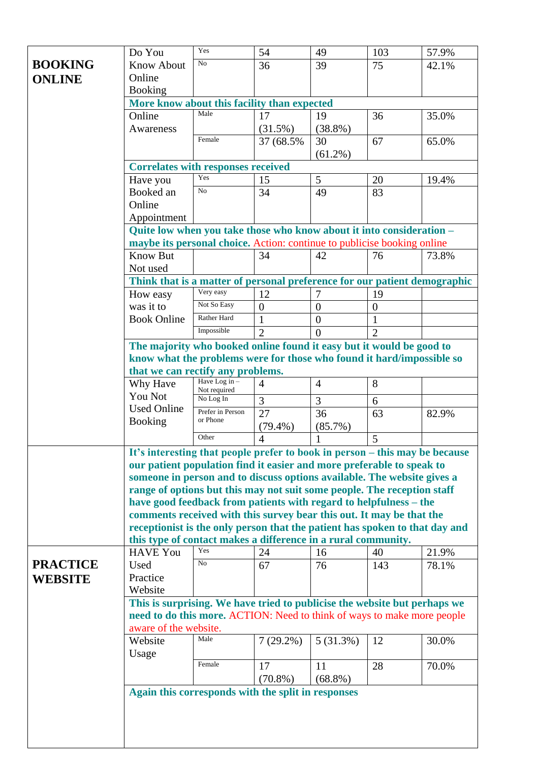| | | | | | | |
|---|---|---|---|---|---|---|
| **BOOKING ONLINE** | Do You Know About Online Booking | Yes | 54 | 49 | 103 | 57.9% |
| | | No | 36 | 39 | 75 | 42.1% |
| | **More know about this facility than expected** | | | | | |
| | Online Awareness | Male | 17 (31.5%) | 19 (38.8%) | 36 | 35.0% |
| | | Female | 37 (68.5% | 30 (61.2%) | 67 | 65.0% |
| | **Correlates with responses received** | | | | | |
| | Have you Booked an Online Appointment | Yes | 15 | 5 | 20 | 19.4% |
| | | No | 34 | 49 | 83 | |
| | **Quite low when you take those who know about it into consideration – maybe its personal choice.** Action: continue to publicise booking online | | | | | |
| | Know But Not used | | 34 | 42 | 76 | 73.8% |
| | **Think that is a matter of personal preference for our patient demographic** | | | | | |
| | How easy was it to Book Online | Very easy | 12 | 7 | 19 | |
| | | Not So Easy | 0 | 0 | 0 | |
| | | Rather Hard | 1 | 0 | 1 | |
| | | Impossible | 2 | 0 | 2 | |
| | **The majority who booked online found it easy but it would be good to know what the problems were for those who found it hard/impossible so that we can rectify any problems.** | | | | | |
| | Why Have You Not Used Online Booking | Have Log in – Not required | 4 | 4 | 8 | |
| | | No Log In | 3 | 3 | 6 | |
| | | Prefer in Person or Phone | 27 (79.4%) | 36 (85.7%) | 63 | 82.9% |
| | | Other | 4 | 1 | 5 | |
| | **It's interesting that people prefer to book in person – this may be because our patient population find it easier and more preferable to speak to someone in person and to discuss options available. The website gives a range of options but this may not suit some people. The reception staff have good feedback from patients with regard to helpfulness – the comments received with this survey bear this out. It may be that the receptionist is the only person that the patient has spoken to that day and this type of contact makes a difference in a rural community.** | | | | | |
| **PRACTICE WEBSITE** | HAVE You Used Practice Website | Yes | 24 | 16 | 40 | 21.9% |
| | | No | 67 | 76 | 143 | 78.1% |
| | **This is surprising. We have tried to publicise the website but perhaps we need to do this more.** ACTION: Need to think of ways to make more people aware of the website. | | | | | |
| | Website Usage | Male | 7 (29.2%) | 5 (31.3%) | 12 | 30.0% |
| | | Female | 17 (70.8%) | 11 (68.8%) | 28 | 70.0% |
| | **Again this corresponds with the split in responses** | | | | | |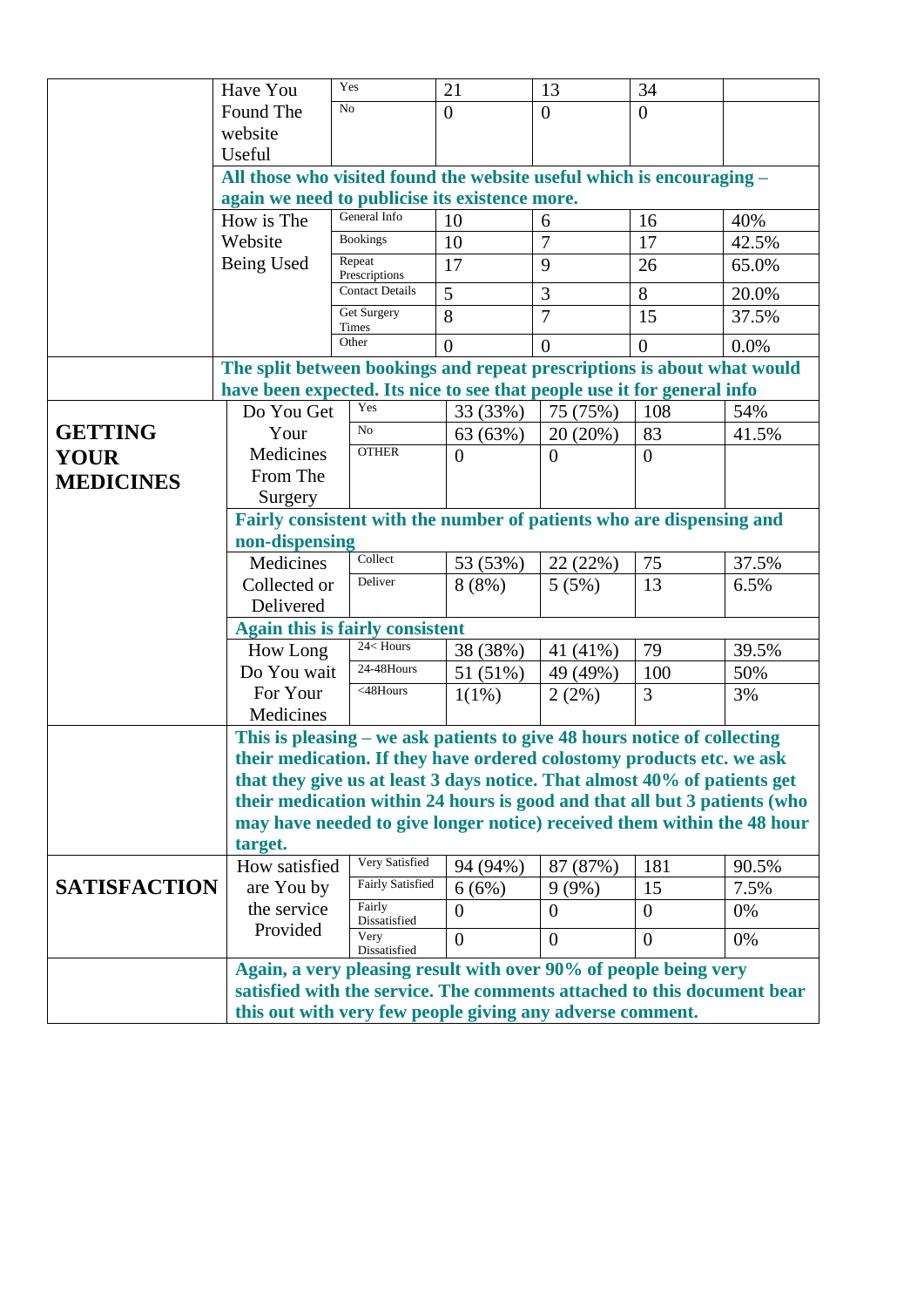| | | | | | | |
|---|---|---|---|---|---|---|
| | Have You Found The website Useful | Yes | 21 | 13 | 34 | |
| | | No | 0 | 0 | 0 | |
| | **All those who visited found the website useful which is encouraging – again we need to publicise its existence more.** | | | | | |
| | How is The Website Being Used | General Info | 10 | 6 | 16 | 40% |
| | | Bookings | 10 | 7 | 17 | 42.5% |
| | | Repeat Prescriptions | 17 | 9 | 26 | 65.0% |
| | | Contact Details | 5 | 3 | 8 | 20.0% |
| | | Get Surgery Times | 8 | 7 | 15 | 37.5% |
| | | Other | 0 | 0 | 0 | 0.0% |
| | **The split between bookings and repeat prescriptions is about what would have been expected. Its nice to see that people use it for general info** | | | | | |
| **GETTING YOUR MEDICINES** | Do You Get Your Medicines From The Surgery | Yes | 33 (33%) | 75 (75%) | 108 | 54% |
| | | No | 63 (63%) | 20 (20%) | 83 | 41.5% |
| | | OTHER | 0 | 0 | 0 | |
| | **Fairly consistent with the number of patients who are dispensing and non-dispensing** | | | | | |
| | Medicines Collected or Delivered | Collect | 53 (53%) | 22 (22%) | 75 | 37.5% |
| | | Deliver | 8 (8%) | 5 (5%) | 13 | 6.5% |
| | **Again this is fairly consistent** | | | | | |
| | How Long Do You wait For Your Medicines | 24< Hours | 38 (38%) | 41 (41%) | 79 | 39.5% |
| | | 24-48Hours | 51 (51%) | 49 (49%) | 100 | 50% |
| | | <48Hours | 1(1%) | 2 (2%) | 3 | 3% |
| | **This is pleasing – we ask patients to give 48 hours notice of collecting their medication. If they have ordered colostomy products etc. we ask that they give us at least 3 days notice. That almost 40% of patients get their medication within 24 hours is good and that all but 3 patients (who may have needed to give longer notice) received them within the 48 hour target.** | | | | | |
| **SATISFACTION** | How satisfied are You by the service Provided | Very Satisfied | 94 (94%) | 87 (87%) | 181 | 90.5% |
| | | Fairly Satisfied | 6 (6%) | 9 (9%) | 15 | 7.5% |
| | | Fairly Dissatisfied | 0 | 0 | 0 | 0% |
| | | Very Dissatisfied | 0 | 0 | 0 | 0% |
| | **Again, a very pleasing result with over 90% of people being very satisfied with the service. The comments attached to this document bear this out with very few people giving any adverse comment.** | | | | | |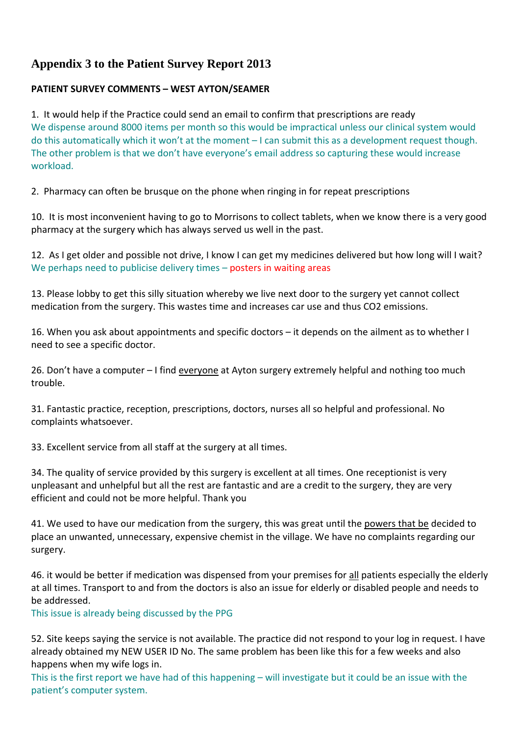# Appendix 3 to the Patient Survey Report 2013

**PATIENT SURVEY COMMENTS – WEST AYTON/SEAMER**

1. It would help if the Practice could send an email to confirm that prescriptions are ready
We dispense around 8000 items per month so this would be impractical unless our clinical system would do this automatically which it won't at the moment – I can submit this as a development request though. The other problem is that we don't have everyone's email address so capturing these would increase workload.

2. Pharmacy can often be brusque on the phone when ringing in for repeat prescriptions

10. It is most inconvenient having to go to Morrisons to collect tablets, when we know there is a very good pharmacy at the surgery which has always served us well in the past.

12. As I get older and possible not drive, I know I can get my medicines delivered but how long will I wait?
We perhaps need to publicise delivery times – posters in waiting areas

13. Please lobby to get this silly situation whereby we live next door to the surgery yet cannot collect medication from the surgery. This wastes time and increases car use and thus CO2 emissions.

16. When you ask about appointments and specific doctors – it depends on the ailment as to whether I need to see a specific doctor.

26. Don't have a computer – I find everyone at Ayton surgery extremely helpful and nothing too much trouble.

31. Fantastic practice, reception, prescriptions, doctors, nurses all so helpful and professional. No complaints whatsoever.

33. Excellent service from all staff at the surgery at all times.

34. The quality of service provided by this surgery is excellent at all times. One receptionist is very unpleasant and unhelpful but all the rest are fantastic and are a credit to the surgery, they are very efficient and could not be more helpful. Thank you

41. We used to have our medication from the surgery, this was great until the powers that be decided to place an unwanted, unnecessary, expensive chemist in the village. We have no complaints regarding our surgery.

46. it would be better if medication was dispensed from your premises for all patients especially the elderly at all times. Transport to and from the doctors is also an issue for elderly or disabled people and needs to be addressed.
This issue is already being discussed by the PPG

52. Site keeps saying the service is not available. The practice did not respond to your log in request. I have already obtained my NEW USER ID No. The same problem has been like this for a few weeks and also happens when my wife logs in.
This is the first report we have had of this happening – will investigate but it could be an issue with the patient's computer system.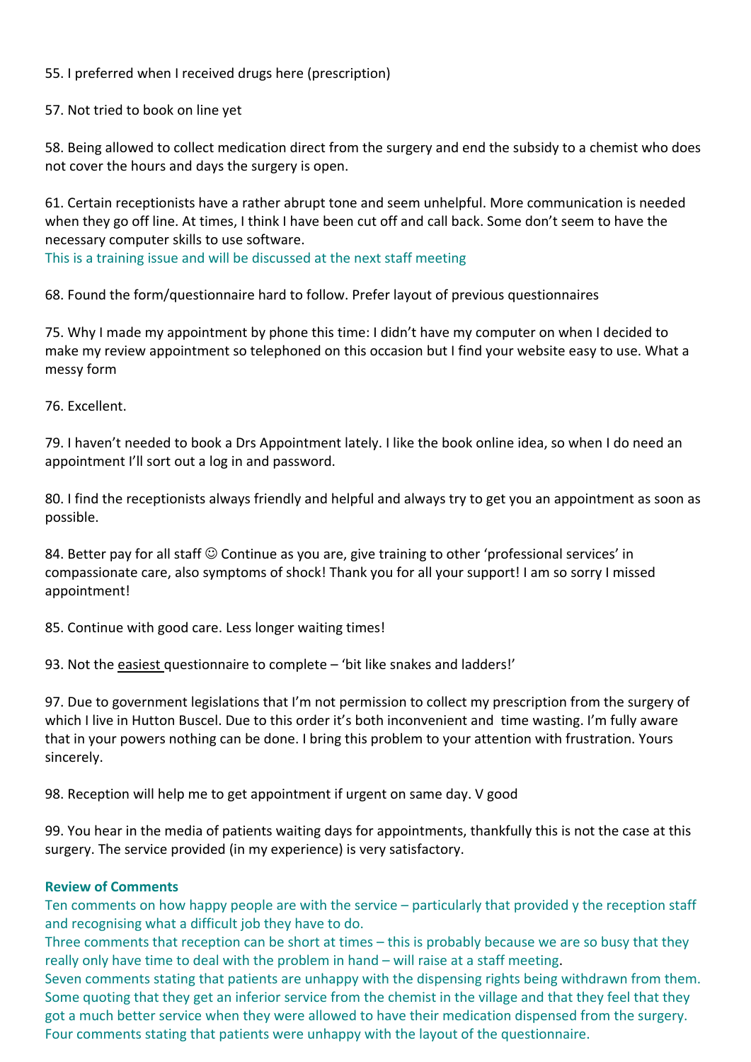55. I preferred when I received drugs here (prescription)

57. Not tried to book on line yet

58. Being allowed to collect medication direct from the surgery and end the subsidy to a chemist who does not cover the hours and days the surgery is open.

61. Certain receptionists have a rather abrupt tone and seem unhelpful. More communication is needed when they go off line. At times, I think I have been cut off and call back. Some don't seem to have the necessary computer skills to use software.
This is a training issue and will be discussed at the next staff meeting

68. Found the form/questionnaire hard to follow. Prefer layout of previous questionnaires

75. Why I made my appointment by phone this time: I didn't have my computer on when I decided to make my review appointment so telephoned on this occasion but I find your website easy to use. What a messy form

76. Excellent.

79. I haven't needed to book a Drs Appointment lately. I like the book online idea, so when I do need an appointment I'll sort out a log in and password.

80. I find the receptionists always friendly and helpful and always try to get you an appointment as soon as possible.

84. Better pay for all staff ☺ Continue as you are, give training to other 'professional services' in compassionate care, also symptoms of shock! Thank you for all your support! I am so sorry I missed appointment!

85. Continue with good care. Less longer waiting times!

93. Not the easiest questionnaire to complete – 'bit like snakes and ladders!'

97. Due to government legislations that I'm not permission to collect my prescription from the surgery of which I live in Hutton Buscel. Due to this order it's both inconvenient and time wasting. I'm fully aware that in your powers nothing can be done. I bring this problem to your attention with frustration. Yours sincerely.

98. Reception will help me to get appointment if urgent on same day. V good

99. You hear in the media of patients waiting days for appointments, thankfully this is not the case at this surgery. The service provided (in my experience) is very satisfactory.

**Review of Comments**

Ten comments on how happy people are with the service – particularly that provided y the reception staff and recognising what a difficult job they have to do.
Three comments that reception can be short at times – this is probably because we are so busy that they really only have time to deal with the problem in hand – will raise at a staff meeting.
Seven comments stating that patients are unhappy with the dispensing rights being withdrawn from them. Some quoting that they get an inferior service from the chemist in the village and that they feel that they got a much better service when they were allowed to have their medication dispensed from the surgery.
Four comments stating that patients were unhappy with the layout of the questionnaire.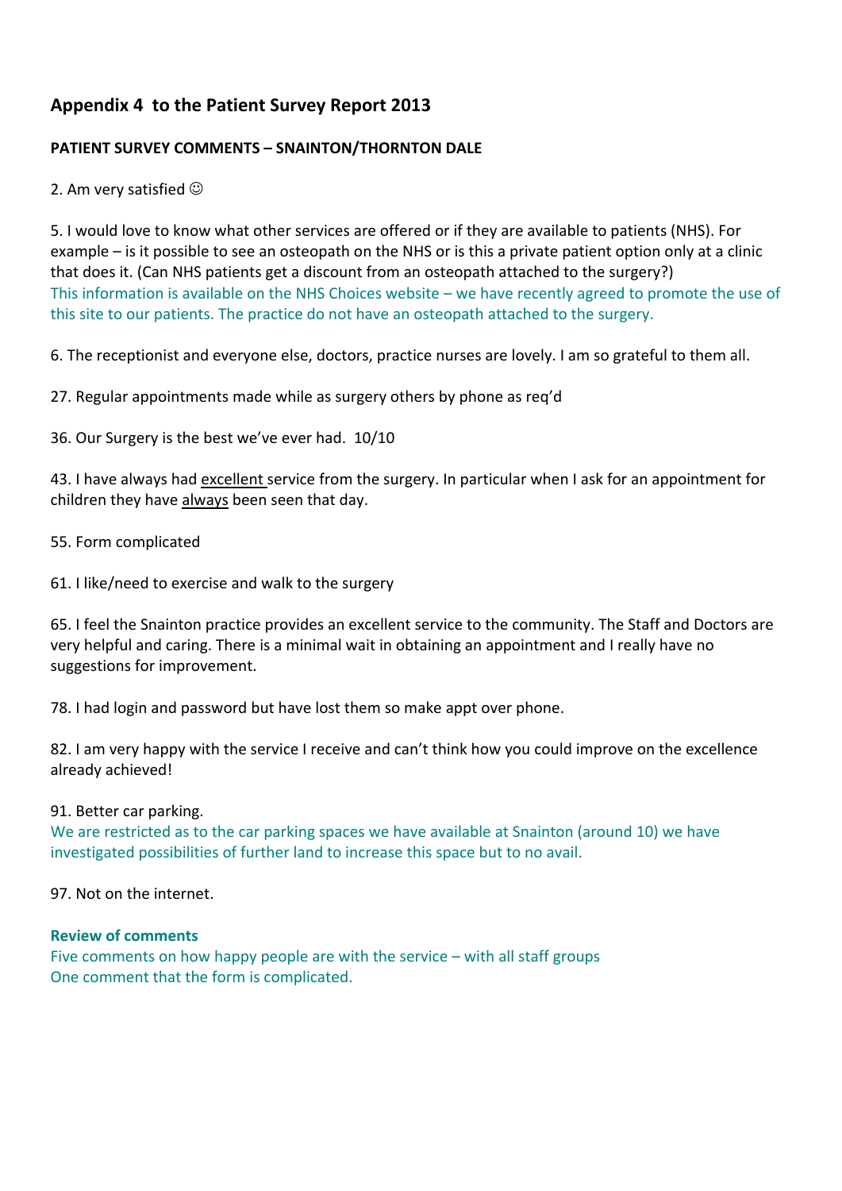## Appendix 4 to the Patient Survey Report 2013

**PATIENT SURVEY COMMENTS – SNAINTON/THORNTON DALE**

2. Am very satisfied ☺

5. I would love to know what other services are offered or if they are available to patients (NHS). For example – is it possible to see an osteopath on the NHS or is this a private patient option only at a clinic that does it. (Can NHS patients get a discount from an osteopath attached to the surgery?)
This information is available on the NHS Choices website – we have recently agreed to promote the use of this site to our patients. The practice do not have an osteopath attached to the surgery.

6. The receptionist and everyone else, doctors, practice nurses are lovely. I am so grateful to them all.

27. Regular appointments made while as surgery others by phone as req'd

36. Our Surgery is the best we've ever had. 10/10

43. I have always had excellent service from the surgery. In particular when I ask for an appointment for children they have always been seen that day.

55. Form complicated

61. I like/need to exercise and walk to the surgery

65. I feel the Snainton practice provides an excellent service to the community. The Staff and Doctors are very helpful and caring. There is a minimal wait in obtaining an appointment and I really have no suggestions for improvement.

78. I had login and password but have lost them so make appt over phone.

82. I am very happy with the service I receive and can't think how you could improve on the excellence already achieved!

91. Better car parking.
We are restricted as to the car parking spaces we have available at Snainton (around 10) we have investigated possibilities of further land to increase this space but to no avail.

97. Not on the internet.

**Review of comments**
Five comments on how happy people are with the service – with all staff groups
One comment that the form is complicated.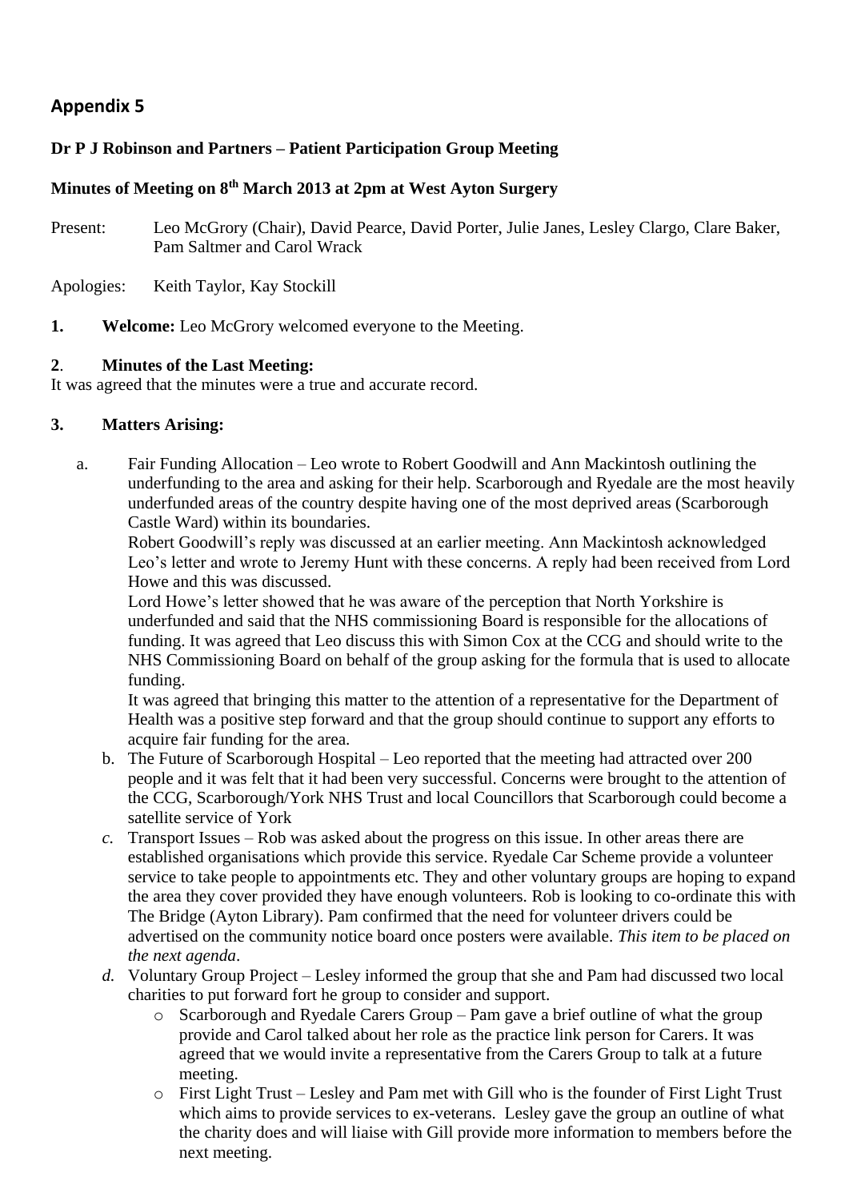## Appendix 5

**Dr P J Robinson and Partners – Patient Participation Group Meeting**

**Minutes of Meeting on 8th March 2013 at 2pm at West Ayton Surgery**

Present: Leo McGrory (Chair), David Pearce, David Porter, Julie Janes, Lesley Clargo, Clare Baker, Pam Saltmer and Carol Wrack

Apologies: Keith Taylor, Kay Stockill

**1. Welcome:** Leo McGrory welcomed everyone to the Meeting.

**2. Minutes of the Last Meeting:**
It was agreed that the minutes were a true and accurate record.

**3. Matters Arising:**

a. Fair Funding Allocation – Leo wrote to Robert Goodwill and Ann Mackintosh outlining the underfunding to the area and asking for their help. Scarborough and Ryedale are the most heavily underfunded areas of the country despite having one of the most deprived areas (Scarborough Castle Ward) within its boundaries.
Robert Goodwill's reply was discussed at an earlier meeting. Ann Mackintosh acknowledged Leo's letter and wrote to Jeremy Hunt with these concerns. A reply had been received from Lord Howe and this was discussed.
Lord Howe's letter showed that he was aware of the perception that North Yorkshire is underfunded and said that the NHS commissioning Board is responsible for the allocations of funding. It was agreed that Leo discuss this with Simon Cox at the CCG and should write to the NHS Commissioning Board on behalf of the group asking for the formula that is used to allocate funding.
It was agreed that bringing this matter to the attention of a representative for the Department of Health was a positive step forward and that the group should continue to support any efforts to acquire fair funding for the area.

b. The Future of Scarborough Hospital – Leo reported that the meeting had attracted over 200 people and it was felt that it had been very successful. Concerns were brought to the attention of the CCG, Scarborough/York NHS Trust and local Councillors that Scarborough could become a satellite service of York

c. Transport Issues – Rob was asked about the progress on this issue. In other areas there are established organisations which provide this service. Ryedale Car Scheme provide a volunteer service to take people to appointments etc. They and other voluntary groups are hoping to expand the area they cover provided they have enough volunteers. Rob is looking to co-ordinate this with The Bridge (Ayton Library). Pam confirmed that the need for volunteer drivers could be advertised on the community notice board once posters were available. *This item to be placed on the next agenda*.

d. Voluntary Group Project – Lesley informed the group that she and Pam had discussed two local charities to put forward fort he group to consider and support.
   - Scarborough and Ryedale Carers Group – Pam gave a brief outline of what the group provide and Carol talked about her role as the practice link person for Carers. It was agreed that we would invite a representative from the Carers Group to talk at a future meeting.
   - First Light Trust – Lesley and Pam met with Gill who is the founder of First Light Trust which aims to provide services to ex-veterans. Lesley gave the group an outline of what the charity does and will liaise with Gill provide more information to members before the next meeting.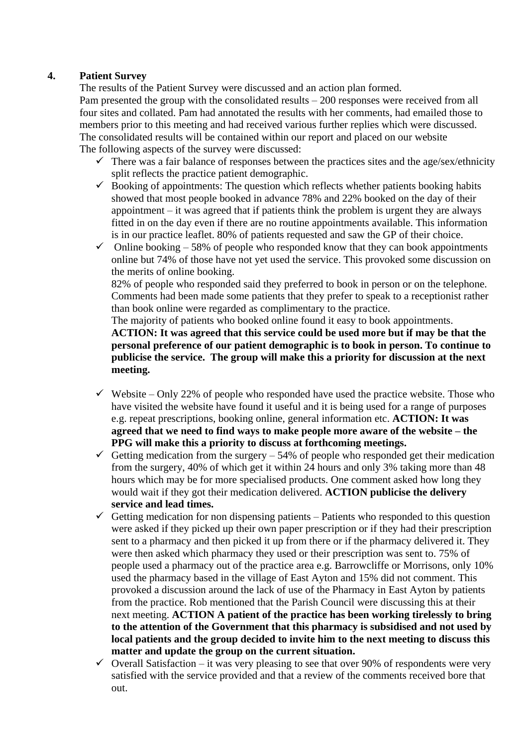**4. Patient Survey**

The results of the Patient Survey were discussed and an action plan formed.
Pam presented the group with the consolidated results – 200 responses were received from all four sites and collated. Pam had annotated the results with her comments, had emailed those to members prior to this meeting and had received various further replies which were discussed. The consolidated results will be contained within our report and placed on our website
The following aspects of the survey were discussed:

- ✓ There was a fair balance of responses between the practices sites and the age/sex/ethnicity split reflects the practice patient demographic.
- ✓ Booking of appointments: The question which reflects whether patients booking habits showed that most people booked in advance 78% and 22% booked on the day of their appointment – it was agreed that if patients think the problem is urgent they are always fitted in on the day even if there are no routine appointments available. This information is in our practice leaflet. 80% of patients requested and saw the GP of their choice.
- ✓ Online booking – 58% of people who responded know that they can book appointments online but 74% of those have not yet used the service. This provoked some discussion on the merits of online booking.
  82% of people who responded said they preferred to book in person or on the telephone. Comments had been made some patients that they prefer to speak to a receptionist rather than book online were regarded as complimentary to the practice.
  The majority of patients who booked online found it easy to book appointments.
  **ACTION: It was agreed that this service could be used more but if may be that the personal preference of our patient demographic is to book in person. To continue to publicise the service. The group will make this a priority for discussion at the next meeting.**
- ✓ Website – Only 22% of people who responded have used the practice website. Those who have visited the website have found it useful and it is being used for a range of purposes e.g. repeat prescriptions, booking online, general information etc. **ACTION: It was agreed that we need to find ways to make people more aware of the website – the PPG will make this a priority to discuss at forthcoming meetings.**
- ✓ Getting medication from the surgery – 54% of people who responded get their medication from the surgery, 40% of which get it within 24 hours and only 3% taking more than 48 hours which may be for more specialised products. One comment asked how long they would wait if they got their medication delivered. **ACTION publicise the delivery service and lead times.**
- ✓ Getting medication for non dispensing patients – Patients who responded to this question were asked if they picked up their own paper prescription or if they had their prescription sent to a pharmacy and then picked it up from there or if the pharmacy delivered it. They were then asked which pharmacy they used or their prescription was sent to. 75% of people used a pharmacy out of the practice area e.g. Barrowcliffe or Morrisons, only 10% used the pharmacy based in the village of East Ayton and 15% did not comment. This provoked a discussion around the lack of use of the Pharmacy in East Ayton by patients from the practice. Rob mentioned that the Parish Council were discussing this at their next meeting. **ACTION A patient of the practice has been working tirelessly to bring to the attention of the Government that this pharmacy is subsidised and not used by local patients and the group decided to invite him to the next meeting to discuss this matter and update the group on the current situation.**
- ✓ Overall Satisfaction – it was very pleasing to see that over 90% of respondents were very satisfied with the service provided and that a review of the comments received bore that out.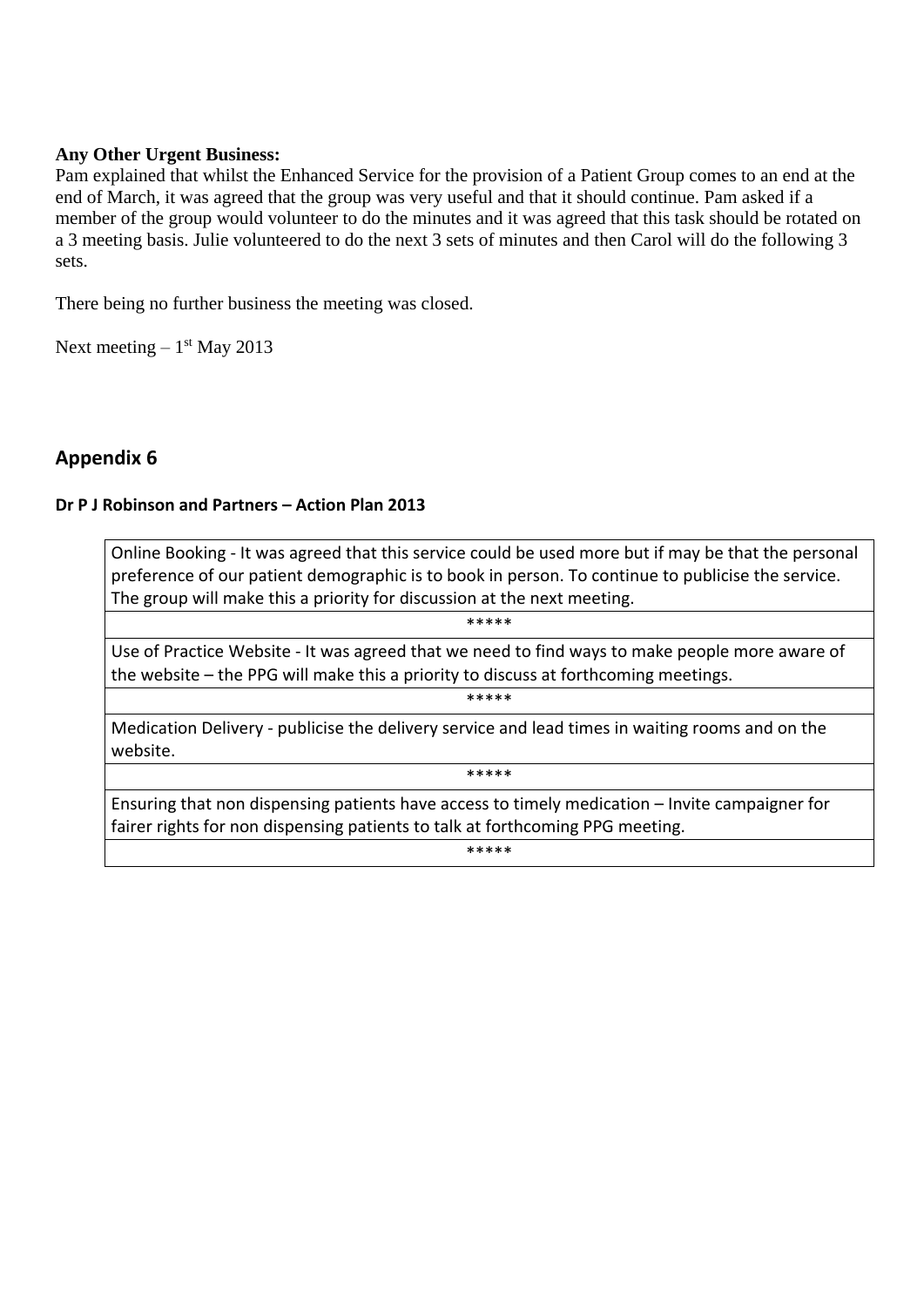**Any Other Urgent Business:**
Pam explained that whilst the Enhanced Service for the provision of a Patient Group comes to an end at the end of March, it was agreed that the group was very useful and that it should continue. Pam asked if a member of the group would volunteer to do the minutes and it was agreed that this task should be rotated on a 3 meeting basis. Julie volunteered to do the next 3 sets of minutes and then Carol will do the following 3 sets.

There being no further business the meeting was closed.

Next meeting – 1st May 2013

## Appendix 6

**Dr P J Robinson and Partners – Action Plan 2013**

| |
|---|
| Online Booking - It was agreed that this service could be used more but if may be that the personal preference of our patient demographic is to book in person. To continue to publicise the service. The group will make this a priority for discussion at the next meeting. |
| ***** |
| Use of Practice Website - It was agreed that we need to find ways to make people more aware of the website – the PPG will make this a priority to discuss at forthcoming meetings. |
| ***** |
| Medication Delivery - publicise the delivery service and lead times in waiting rooms and on the website. |
| ***** |
| Ensuring that non dispensing patients have access to timely medication – Invite campaigner for fairer rights for non dispensing patients to talk at forthcoming PPG meeting. |
| ***** |